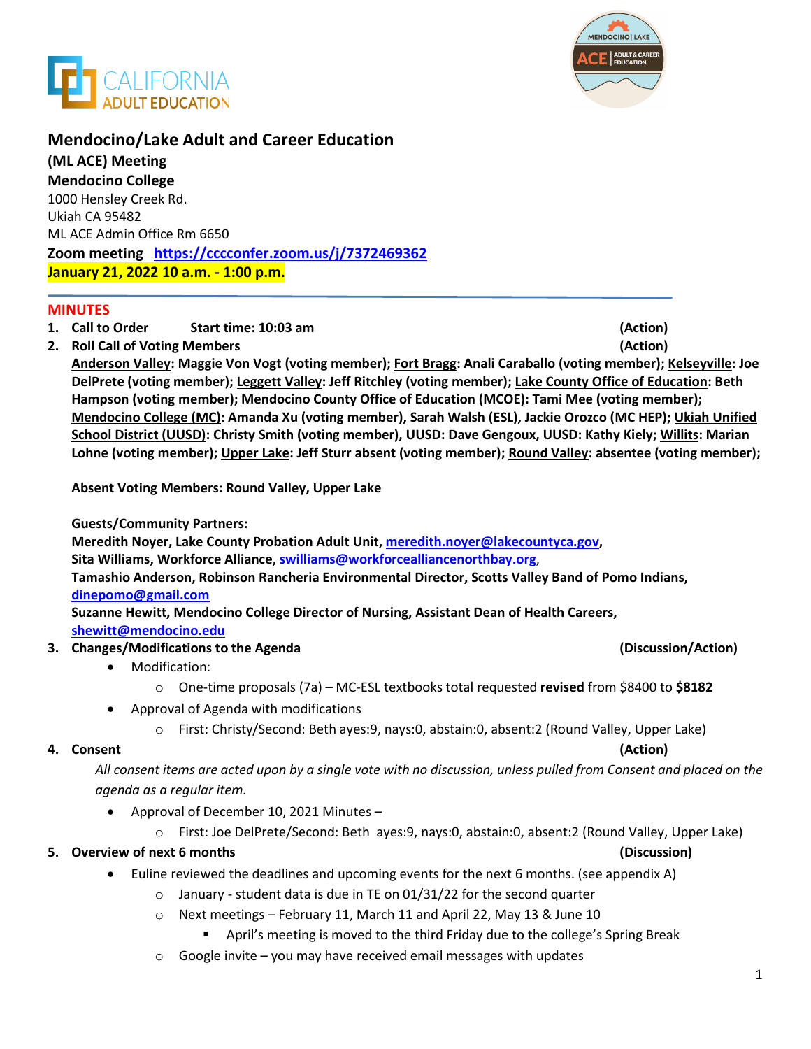# Mendocino/Lake Adult and Career Education

**(ML ACE) Meeting**
**Mendocino College**
1000 Hensley Creek Rd.
Ukiah CA 95482
ML ACE Admin Office Rm 6650
**Zoom meeting** **https://cccconfer.zoom.us/j/7372469362**
**January 21, 2022 10 a.m. - 1:00 p.m.**

## MINUTES

1. **Call to Order** **Start time: 10:03 am** **(Action)**
2. **Roll Call of Voting Members** **(Action)**

   **Anderson Valley: Maggie Von Vogt (voting member); Fort Bragg: Anali Caraballo (voting member); Kelseyville: Joe DelPrete (voting member); Leggett Valley: Jeff Ritchley (voting member); Lake County Office of Education: Beth Hampson (voting member); Mendocino County Office of Education (MCOE): Tami Mee (voting member); Mendocino College (MC): Amanda Xu (voting member), Sarah Walsh (ESL), Jackie Orozco (MC HEP); Ukiah Unified School District (UUSD): Christy Smith (voting member), UUSD: Dave Gengoux, UUSD: Kathy Kiely; Willits: Marian Lohne (voting member); Upper Lake: Jeff Sturr absent (voting member); Round Valley: absentee (voting member);**

   **Absent Voting Members: Round Valley, Upper Lake**

   **Guests/Community Partners:**
   **Meredith Noyer, Lake County Probation Adult Unit, meredith.noyer@lakecountyca.gov,**
   **Sita Williams, Workforce Alliance, swilliams@workforcealliancenorthbay.org,**
   **Tamashio Anderson, Robinson Rancheria Environmental Director, Scotts Valley Band of Pomo Indians, dinepomo@gmail.com**
   **Suzanne Hewitt, Mendocino College Director of Nursing, Assistant Dean of Health Careers, shewitt@mendocino.edu**

3. **Changes/Modifications to the Agenda** **(Discussion/Action)**
   - Modification:
     - One-time proposals (7a) – MC-ESL textbooks total requested **revised** from $8400 to **$8182**
   - Approval of Agenda with modifications
     - First: Christy/Second: Beth ayes:9, nays:0, abstain:0, absent:2 (Round Valley, Upper Lake)
4. **Consent** **(Action)**

   *All consent items are acted upon by a single vote with no discussion, unless pulled from Consent and placed on the agenda as a regular item.*
   - Approval of December 10, 2021 Minutes –
     - First: Joe DelPrete/Second: Beth ayes:9, nays:0, abstain:0, absent:2 (Round Valley, Upper Lake)
5. **Overview of next 6 months** **(Discussion)**
   - Euline reviewed the deadlines and upcoming events for the next 6 months. (see appendix A)
     - January - student data is due in TE on 01/31/22 for the second quarter
     - Next meetings – February 11, March 11 and April 22, May 13 & June 10
       - April's meeting is moved to the third Friday due to the college's Spring Break
     - Google invite – you may have received email messages with updates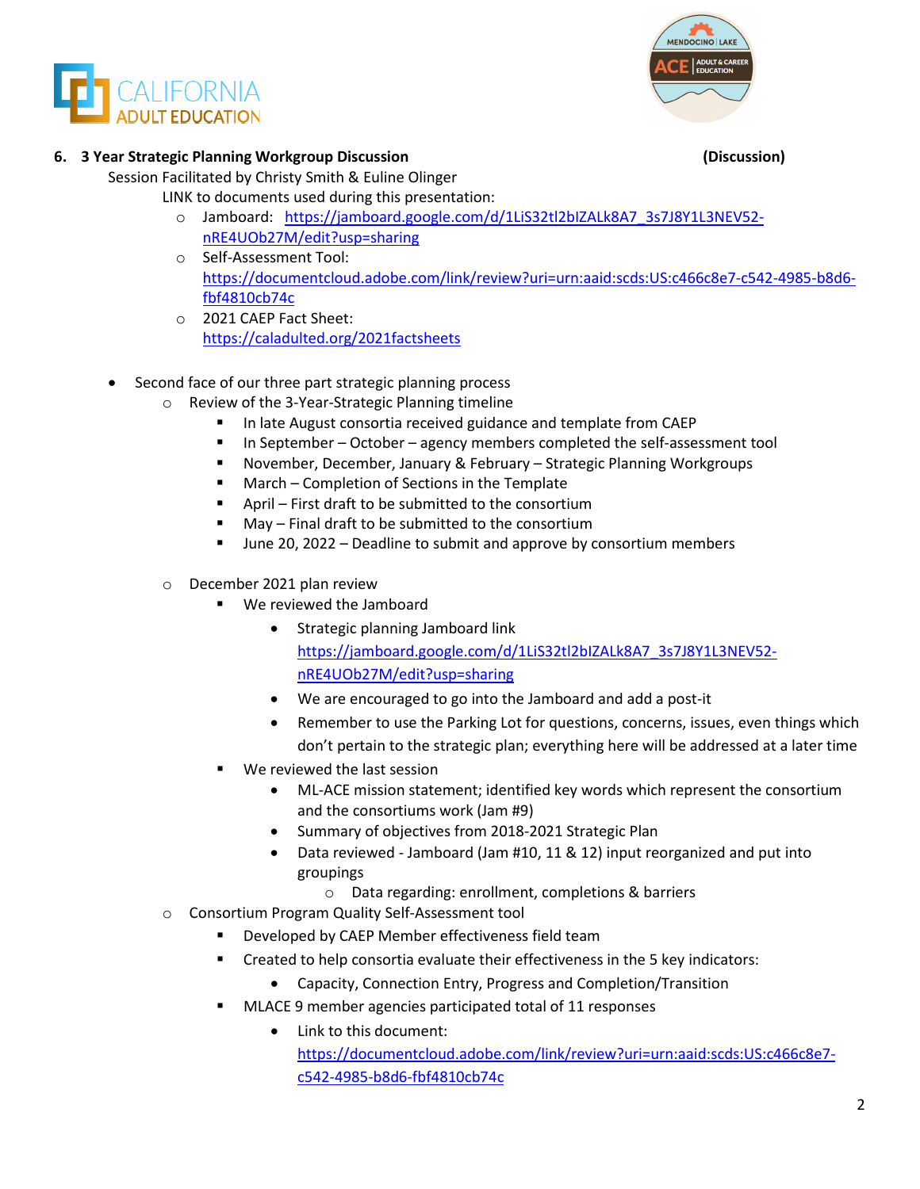### 6. 3 Year Strategic Planning Workgroup Discussion (Discussion)

Session Facilitated by Christy Smith & Euline Olinger

LINK to documents used during this presentation:

- Jamboard: https://jamboard.google.com/d/1LiS32tl2bIZALk8A7_3s7J8Y1L3NEV52-nRE4UOb27M/edit?usp=sharing
- Self-Assessment Tool: https://documentcloud.adobe.com/link/review?uri=urn:aaid:scds:US:c466c8e7-c542-4985-b8d6-fbf4810cb74c
- 2021 CAEP Fact Sheet: https://caladulted.org/2021factsheets

- Second face of our three part strategic planning process
  - Review of the 3-Year-Strategic Planning timeline
    - In late August consortia received guidance and template from CAEP
    - In September – October – agency members completed the self-assessment tool
    - November, December, January & February – Strategic Planning Workgroups
    - March – Completion of Sections in the Template
    - April – First draft to be submitted to the consortium
    - May – Final draft to be submitted to the consortium
    - June 20, 2022 – Deadline to submit and approve by consortium members
  - December 2021 plan review
    - We reviewed the Jamboard
      - Strategic planning Jamboard link https://jamboard.google.com/d/1LiS32tl2bIZALk8A7_3s7J8Y1L3NEV52-nRE4UOb27M/edit?usp=sharing
      - We are encouraged to go into the Jamboard and add a post-it
      - Remember to use the Parking Lot for questions, concerns, issues, even things which don't pertain to the strategic plan; everything here will be addressed at a later time
    - We reviewed the last session
      - ML-ACE mission statement; identified key words which represent the consortium and the consortiums work (Jam #9)
      - Summary of objectives from 2018-2021 Strategic Plan
      - Data reviewed - Jamboard (Jam #10, 11 & 12) input reorganized and put into groupings
        - Data regarding: enrollment, completions & barriers
  - Consortium Program Quality Self-Assessment tool
    - Developed by CAEP Member effectiveness field team
    - Created to help consortia evaluate their effectiveness in the 5 key indicators:
      - Capacity, Connection Entry, Progress and Completion/Transition
    - MLACE 9 member agencies participated total of 11 responses
      - Link to this document: https://documentcloud.adobe.com/link/review?uri=urn:aaid:scds:US:c466c8e7-c542-4985-b8d6-fbf4810cb74c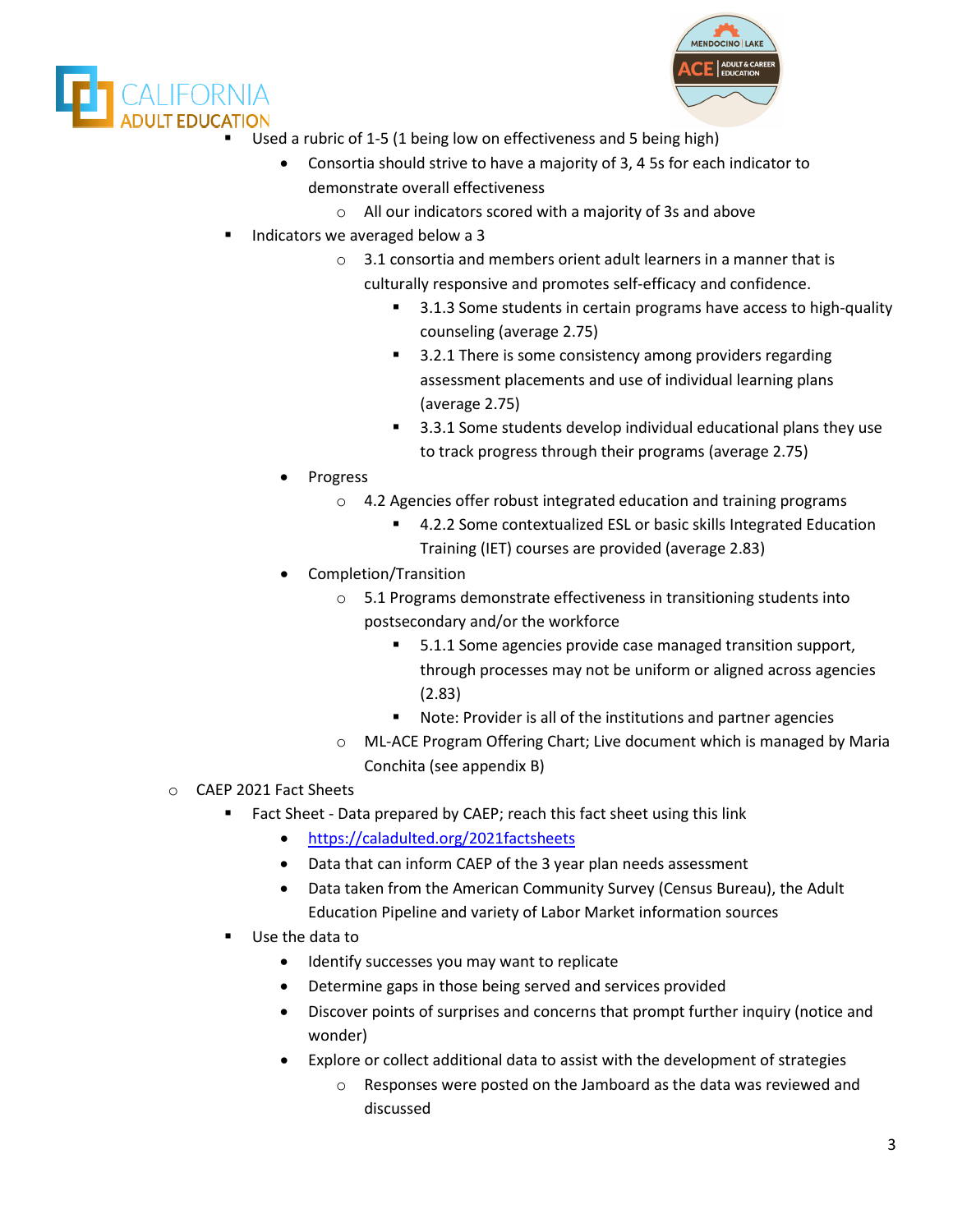- Used a rubric of 1-5 (1 being low on effectiveness and 5 being high)
  - Consortia should strive to have a majority of 3, 4 5s for each indicator to demonstrate overall effectiveness
    - All our indicators scored with a majority of 3s and above
- Indicators we averaged below a 3
  - 3.1 consortia and members orient adult learners in a manner that is culturally responsive and promotes self-efficacy and confidence.
    - 3.1.3 Some students in certain programs have access to high-quality counseling (average 2.75)
    - 3.2.1 There is some consistency among providers regarding assessment placements and use of individual learning plans (average 2.75)
    - 3.3.1 Some students develop individual educational plans they use to track progress through their programs (average 2.75)
  - Progress
    - 4.2 Agencies offer robust integrated education and training programs
      - 4.2.2 Some contextualized ESL or basic skills Integrated Education Training (IET) courses are provided (average 2.83)
  - Completion/Transition
    - 5.1 Programs demonstrate effectiveness in transitioning students into postsecondary and/or the workforce
      - 5.1.1 Some agencies provide case managed transition support, through processes may not be uniform or aligned across agencies (2.83)
      - Note: Provider is all of the institutions and partner agencies
    - ML-ACE Program Offering Chart; Live document which is managed by Maria Conchita (see appendix B)
- CAEP 2021 Fact Sheets
  - Fact Sheet - Data prepared by CAEP; reach this fact sheet using this link
    - https://caladulted.org/2021factsheets
    - Data that can inform CAEP of the 3 year plan needs assessment
    - Data taken from the American Community Survey (Census Bureau), the Adult Education Pipeline and variety of Labor Market information sources
  - Use the data to
    - Identify successes you may want to replicate
    - Determine gaps in those being served and services provided
    - Discover points of surprises and concerns that prompt further inquiry (notice and wonder)
    - Explore or collect additional data to assist with the development of strategies
      - Responses were posted on the Jamboard as the data was reviewed and discussed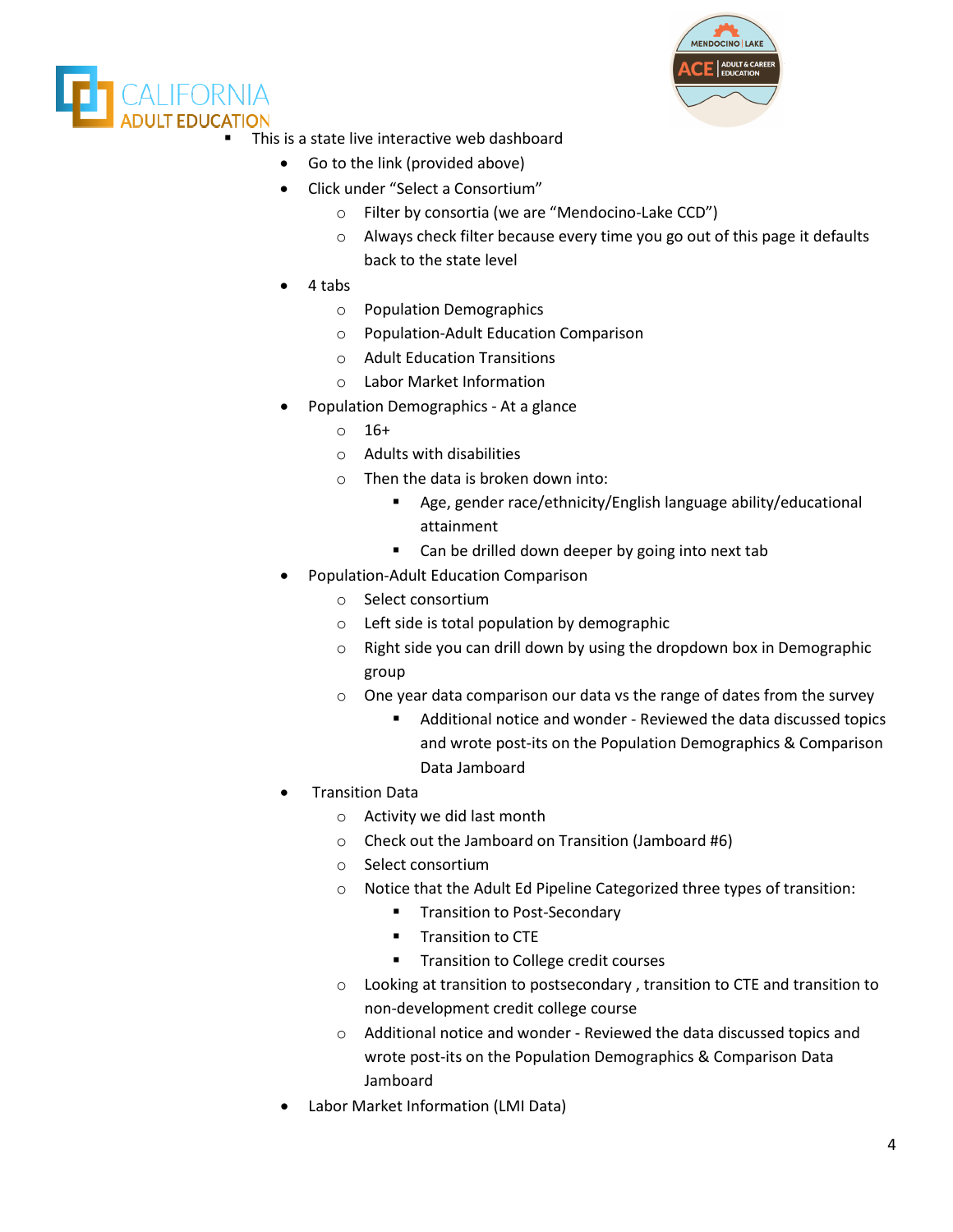- This is a state live interactive web dashboard
    - Go to the link (provided above)
    - Click under "Select a Consortium"
        - Filter by consortia (we are "Mendocino-Lake CCD")
        - Always check filter because every time you go out of this page it defaults back to the state level
    - 4 tabs
        - Population Demographics
        - Population-Adult Education Comparison
        - Adult Education Transitions
        - Labor Market Information
    - Population Demographics - At a glance
        - 16+
        - Adults with disabilities
        - Then the data is broken down into:
            - Age, gender race/ethnicity/English language ability/educational attainment
            - Can be drilled down deeper by going into next tab
    - Population-Adult Education Comparison
        - Select consortium
        - Left side is total population by demographic
        - Right side you can drill down by using the dropdown box in Demographic group
        - One year data comparison our data vs the range of dates from the survey
            - Additional notice and wonder - Reviewed the data discussed topics and wrote post-its on the Population Demographics & Comparison Data Jamboard
    - Transition Data
        - Activity we did last month
        - Check out the Jamboard on Transition (Jamboard #6)
        - Select consortium
        - Notice that the Adult Ed Pipeline Categorized three types of transition:
            - Transition to Post-Secondary
            - Transition to CTE
            - Transition to College credit courses
        - Looking at transition to postsecondary , transition to CTE and transition to non-development credit college course
        - Additional notice and wonder - Reviewed the data discussed topics and wrote post-its on the Population Demographics & Comparison Data Jamboard
    - Labor Market Information (LMI Data)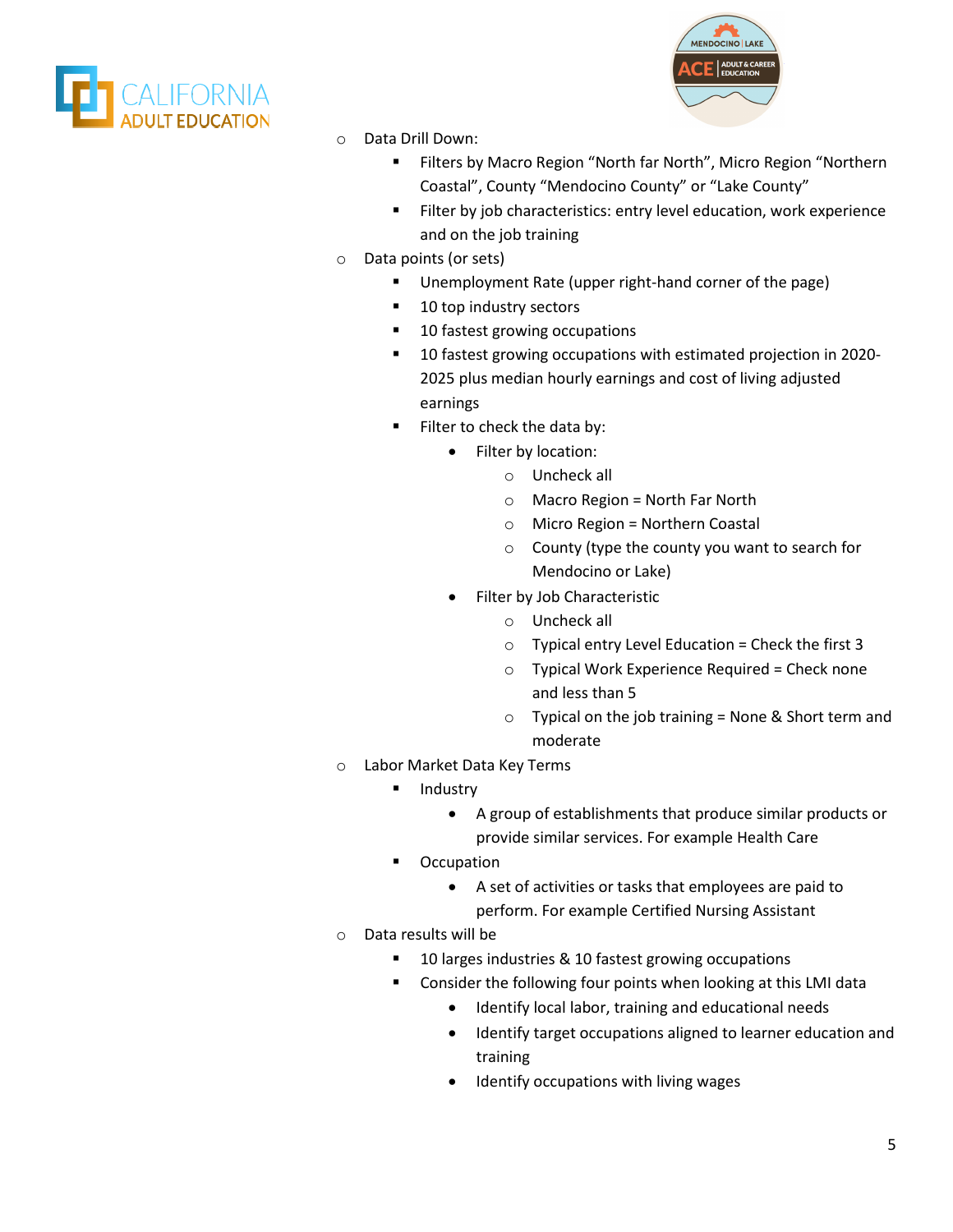- Data Drill Down:
  - Filters by Macro Region “North far North”, Micro Region “Northern Coastal”, County “Mendocino County” or “Lake County”
  - Filter by job characteristics: entry level education, work experience and on the job training
- Data points (or sets)
  - Unemployment Rate (upper right-hand corner of the page)
  - 10 top industry sectors
  - 10 fastest growing occupations
  - 10 fastest growing occupations with estimated projection in 2020-2025 plus median hourly earnings and cost of living adjusted earnings
  - Filter to check the data by:
    - Filter by location:
      - Uncheck all
      - Macro Region = North Far North
      - Micro Region = Northern Coastal
      - County (type the county you want to search for Mendocino or Lake)
    - Filter by Job Characteristic
      - Uncheck all
      - Typical entry Level Education = Check the first 3
      - Typical Work Experience Required = Check none and less than 5
      - Typical on the job training = None & Short term and moderate
- Labor Market Data Key Terms
  - Industry
    - A group of establishments that produce similar products or provide similar services. For example Health Care
  - Occupation
    - A set of activities or tasks that employees are paid to perform. For example Certified Nursing Assistant
- Data results will be
  - 10 larges industries & 10 fastest growing occupations
  - Consider the following four points when looking at this LMI data
    - Identify local labor, training and educational needs
    - Identify target occupations aligned to learner education and training
    - Identify occupations with living wages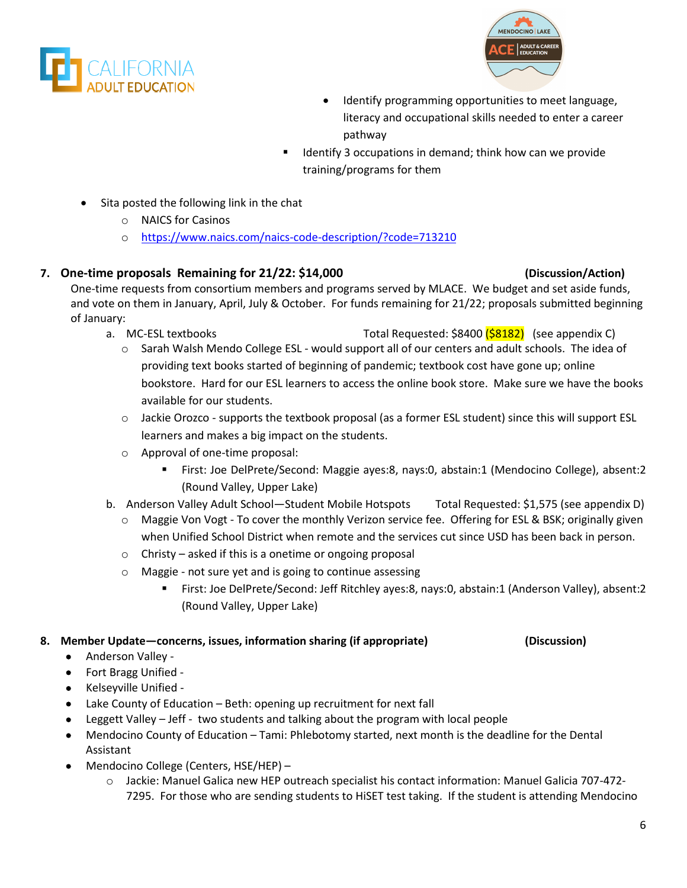- Identify programming opportunities to meet language, literacy and occupational skills needed to enter a career pathway
  - Identify 3 occupations in demand; think how can we provide training/programs for them

- Sita posted the following link in the chat
  - NAICS for Casinos
  - https://www.naics.com/naics-code-description/?code=713210

**7. One-time proposals Remaining for 21/22: $14,000 (Discussion/Action)**

One-time requests from consortium members and programs served by MLACE. We budget and set aside funds, and vote on them in January, April, July & October. For funds remaining for 21/22; proposals submitted beginning of January:

a. MC-ESL textbooks Total Requested: $8400 ($8182) (see appendix C)
   - Sarah Walsh Mendo College ESL - would support all of our centers and adult schools. The idea of providing text books started of beginning of pandemic; textbook cost have gone up; online bookstore. Hard for our ESL learners to access the online book store. Make sure we have the books available for our students.
   - Jackie Orozco - supports the textbook proposal (as a former ESL student) since this will support ESL learners and makes a big impact on the students.
   - Approval of one-time proposal:
     - First: Joe DelPrete/Second: Maggie ayes:8, nays:0, abstain:1 (Mendocino College), absent:2 (Round Valley, Upper Lake)

b. Anderson Valley Adult School—Student Mobile Hotspots Total Requested: $1,575 (see appendix D)
   - Maggie Von Vogt - To cover the monthly Verizon service fee. Offering for ESL & BSK; originally given when Unified School District when remote and the services cut since USD has been back in person.
   - Christy – asked if this is a onetime or ongoing proposal
   - Maggie - not sure yet and is going to continue assessing
     - First: Joe DelPrete/Second: Jeff Ritchley ayes:8, nays:0, abstain:1 (Anderson Valley), absent:2 (Round Valley, Upper Lake)

**8. Member Update—concerns, issues, information sharing (if appropriate) (Discussion)**

- Anderson Valley -
- Fort Bragg Unified -
- Kelseyville Unified -
- Lake County of Education – Beth: opening up recruitment for next fall
- Leggett Valley – Jeff - two students and talking about the program with local people
- Mendocino County of Education – Tami: Phlebotomy started, next month is the deadline for the Dental Assistant
- Mendocino College (Centers, HSE/HEP) –
  - Jackie: Manuel Galica new HEP outreach specialist his contact information: Manuel Galicia 707-472-7295. For those who are sending students to HiSET test taking. If the student is attending Mendocino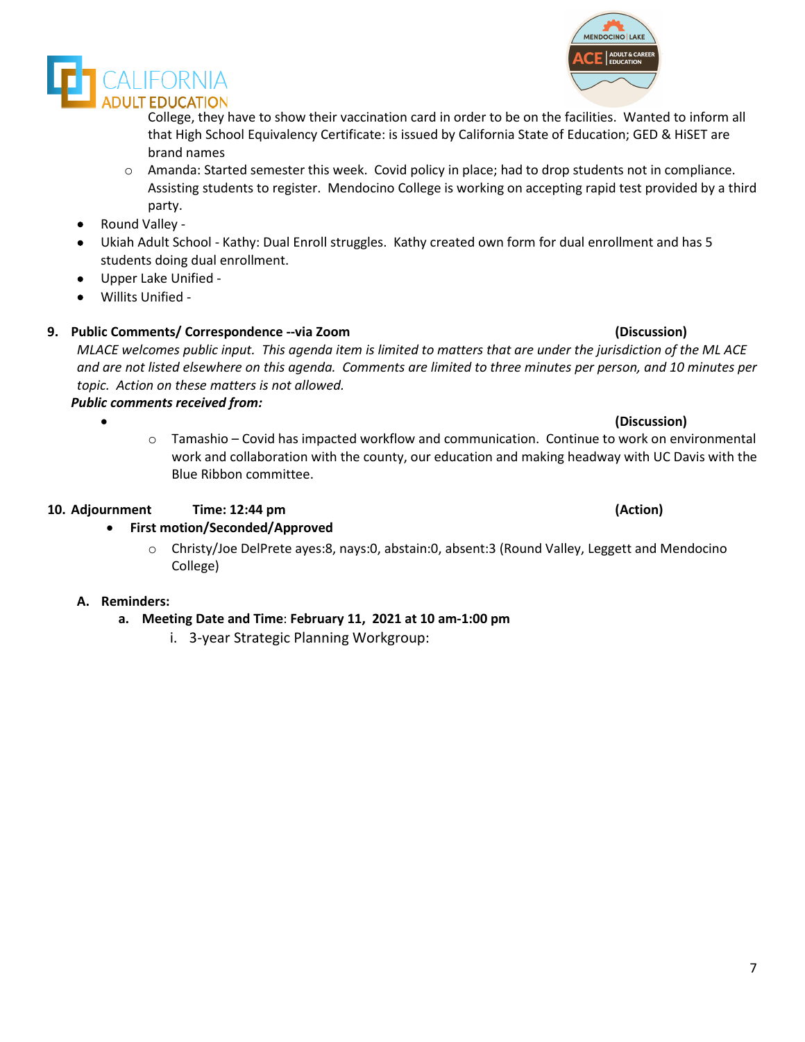College, they have to show their vaccination card in order to be on the facilities. Wanted to inform all that High School Equivalency Certificate: is issued by California State of Education; GED & HiSET are brand names

  - Amanda: Started semester this week. Covid policy in place; had to drop students not in compliance. Assisting students to register. Mendocino College is working on accepting rapid test provided by a third party.

- Round Valley -
- Ukiah Adult School - Kathy: Dual Enroll struggles. Kathy created own form for dual enrollment and has 5 students doing dual enrollment.
- Upper Lake Unified -
- Willits Unified -

**9. Public Comments/ Correspondence --via Zoom (Discussion)**

*MLACE welcomes public input. This agenda item is limited to matters that are under the jurisdiction of the ML ACE and are not listed elsewhere on this agenda. Comments are limited to three minutes per person, and 10 minutes per topic. Action on these matters is not allowed.*

***Public comments received from:***

- **(Discussion)**
  - Tamashio – Covid has impacted workflow and communication. Continue to work on environmental work and collaboration with the county, our education and making headway with UC Davis with the Blue Ribbon committee.

**10. Adjournment Time: 12:44 pm (Action)**

- **First motion/Seconded/Approved**
  - Christy/Joe DelPrete ayes:8, nays:0, abstain:0, absent:3 (Round Valley, Leggett and Mendocino College)

**A. Reminders:**

**a. Meeting Date and Time**: **February 11, 2021 at 10 am-1:00 pm**

i. 3-year Strategic Planning Workgroup: